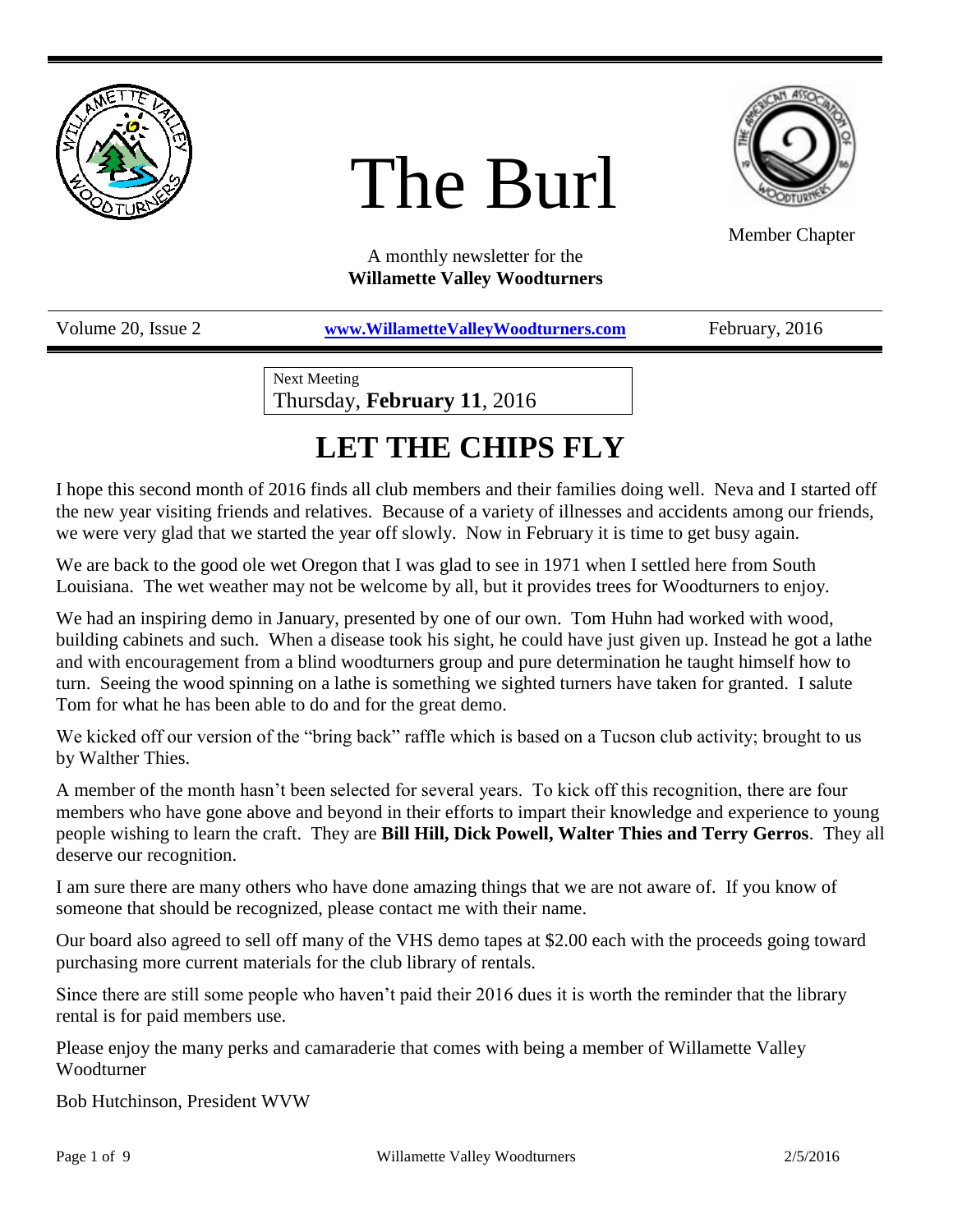# The Burl

Member Chapter

A monthly newsletter for the
**Willamette Valley Woodturners**

Volume 20, Issue 2 | **www.WillametteValleyWoodturners.com** | February, 2016

Next Meeting
Thursday, **February 11**, 2016

## LET THE CHIPS FLY

I hope this second month of 2016 finds all club members and their families doing well. Neva and I started off the new year visiting friends and relatives. Because of a variety of illnesses and accidents among our friends, we were very glad that we started the year off slowly. Now in February it is time to get busy again.

We are back to the good ole wet Oregon that I was glad to see in 1971 when I settled here from South Louisiana. The wet weather may not be welcome by all, but it provides trees for Woodturners to enjoy.

We had an inspiring demo in January, presented by one of our own. Tom Huhn had worked with wood, building cabinets and such. When a disease took his sight, he could have just given up. Instead he got a lathe and with encouragement from a blind woodturners group and pure determination he taught himself how to turn. Seeing the wood spinning on a lathe is something we sighted turners have taken for granted. I salute Tom for what he has been able to do and for the great demo.

We kicked off our version of the "bring back" raffle which is based on a Tucson club activity; brought to us by Walther Thies.

A member of the month hasn't been selected for several years. To kick off this recognition, there are four members who have gone above and beyond in their efforts to impart their knowledge and experience to young people wishing to learn the craft. They are **Bill Hill, Dick Powell, Walter Thies and Terry Gerros**. They all deserve our recognition.

I am sure there are many others who have done amazing things that we are not aware of. If you know of someone that should be recognized, please contact me with their name.

Our board also agreed to sell off many of the VHS demo tapes at $2.00 each with the proceeds going toward purchasing more current materials for the club library of rentals.

Since there are still some people who haven't paid their 2016 dues it is worth the reminder that the library rental is for paid members use.

Please enjoy the many perks and camaraderie that comes with being a member of Willamette Valley Woodturner

Bob Hutchinson, President WVW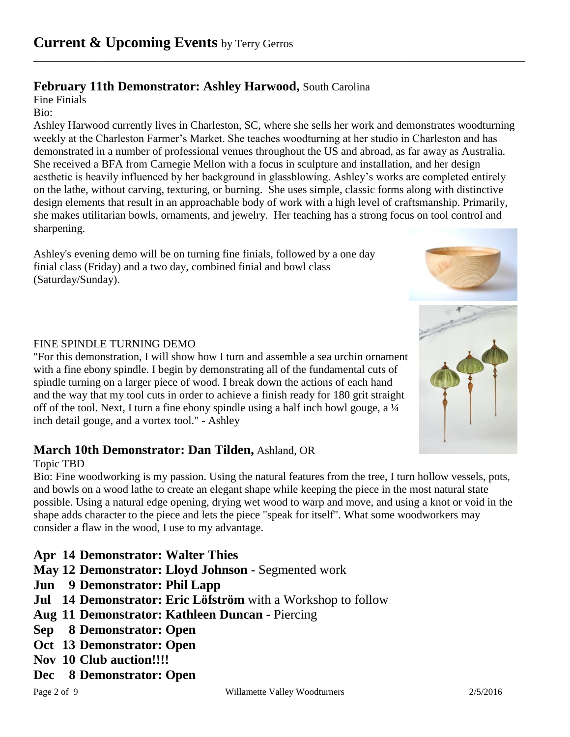# Current & Upcoming Events by Terry Gerros

## February 11th Demonstrator: Ashley Harwood, South Carolina

Fine Finials

Bio:

Ashley Harwood currently lives in Charleston, SC, where she sells her work and demonstrates woodturning weekly at the Charleston Farmer's Market. She teaches woodturning at her studio in Charleston and has demonstrated in a number of professional venues throughout the US and abroad, as far away as Australia. She received a BFA from Carnegie Mellon with a focus in sculpture and installation, and her design aesthetic is heavily influenced by her background in glassblowing. Ashley's works are completed entirely on the lathe, without carving, texturing, or burning. She uses simple, classic forms along with distinctive design elements that result in an approachable body of work with a high level of craftsmanship. Primarily, she makes utilitarian bowls, ornaments, and jewelry. Her teaching has a strong focus on tool control and sharpening.

Ashley's evening demo will be on turning fine finials, followed by a one day finial class (Friday) and a two day, combined finial and bowl class (Saturday/Sunday).

FINE SPINDLE TURNING DEMO

"For this demonstration, I will show how I turn and assemble a sea urchin ornament with a fine ebony spindle. I begin by demonstrating all of the fundamental cuts of spindle turning on a larger piece of wood. I break down the actions of each hand and the way that my tool cuts in order to achieve a finish ready for 180 grit straight off of the tool. Next, I turn a fine ebony spindle using a half inch bowl gouge, a ¼ inch detail gouge, and a vortex tool." - Ashley

## March 10th Demonstrator: Dan Tilden, Ashland, OR

Topic TBD

Bio: Fine woodworking is my passion. Using the natural features from the tree, I turn hollow vessels, pots, and bowls on a wood lathe to create an elegant shape while keeping the piece in the most natural state possible. Using a natural edge opening, drying wet wood to warp and move, and using a knot or void in the shape adds character to the piece and lets the piece "speak for itself". What some woodworkers may consider a flaw in the wood, I use to my advantage.

**Apr 14 Demonstrator: Walter Thies**
**May 12 Demonstrator: Lloyd Johnson** - Segmented work
**Jun 9 Demonstrator: Phil Lapp**
**Jul 14 Demonstrator: Eric Löfström** with a Workshop to follow
**Aug 11 Demonstrator: Kathleen Duncan** - Piercing
**Sep 8 Demonstrator: Open**
**Oct 13 Demonstrator: Open**
**Nov 10 Club auction!!!!**
**Dec 8 Demonstrator: Open**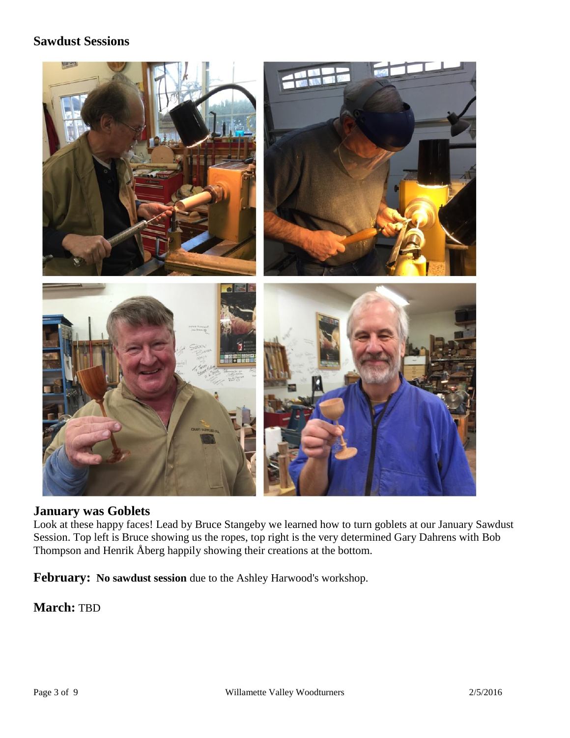## Sawdust Sessions

### January was Goblets

Look at these happy faces! Lead by Bruce Stangeby we learned how to turn goblets at our January Sawdust Session. Top left is Bruce showing us the ropes, top right is the very determined Gary Dahrens with Bob Thompson and Henrik Åberg happily showing their creations at the bottom.

**February: No sawdust session** due to the Ashley Harwood's workshop.

**March:** TBD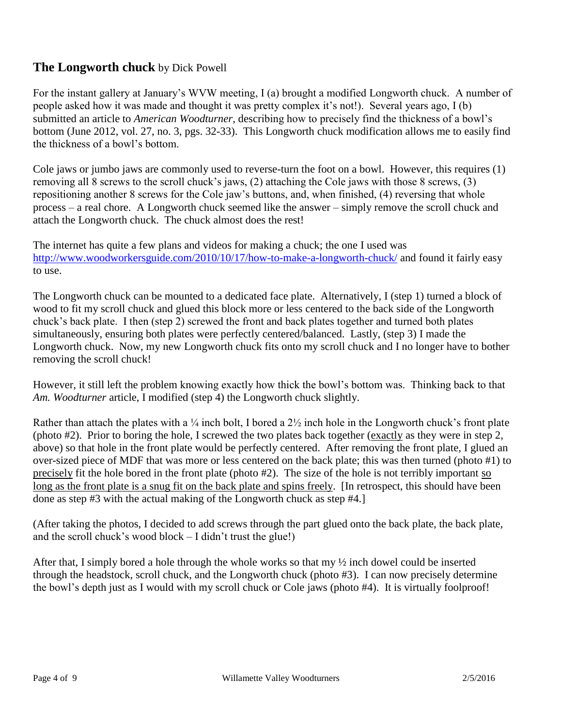## **The Longworth chuck** by Dick Powell

For the instant gallery at January's WVW meeting, I (a) brought a modified Longworth chuck. A number of people asked how it was made and thought it was pretty complex it's not!). Several years ago, I (b) submitted an article to *American Woodturner*, describing how to precisely find the thickness of a bowl's bottom (June 2012, vol. 27, no. 3, pgs. 32-33). This Longworth chuck modification allows me to easily find the thickness of a bowl's bottom.

Cole jaws or jumbo jaws are commonly used to reverse-turn the foot on a bowl. However, this requires (1) removing all 8 screws to the scroll chuck's jaws, (2) attaching the Cole jaws with those 8 screws, (3) repositioning another 8 screws for the Cole jaw's buttons, and, when finished, (4) reversing that whole process – a real chore. A Longworth chuck seemed like the answer – simply remove the scroll chuck and attach the Longworth chuck. The chuck almost does the rest!

The internet has quite a few plans and videos for making a chuck; the one I used was http://www.woodworkersguide.com/2010/10/17/how-to-make-a-longworth-chuck/ and found it fairly easy to use.

The Longworth chuck can be mounted to a dedicated face plate. Alternatively, I (step 1) turned a block of wood to fit my scroll chuck and glued this block more or less centered to the back side of the Longworth chuck's back plate. I then (step 2) screwed the front and back plates together and turned both plates simultaneously, ensuring both plates were perfectly centered/balanced. Lastly, (step 3) I made the Longworth chuck. Now, my new Longworth chuck fits onto my scroll chuck and I no longer have to bother removing the scroll chuck!

However, it still left the problem knowing exactly how thick the bowl's bottom was. Thinking back to that *Am. Woodturner* article, I modified (step 4) the Longworth chuck slightly.

Rather than attach the plates with a ¼ inch bolt, I bored a 2½ inch hole in the Longworth chuck's front plate (photo #2). Prior to boring the hole, I screwed the two plates back together (<u>exactly</u> as they were in step 2, above) so that hole in the front plate would be perfectly centered. After removing the front plate, I glued an over-sized piece of MDF that was more or less centered on the back plate; this was then turned (photo #1) to <u>precisely</u> fit the hole bored in the front plate (photo #2). The size of the hole is not terribly important <u>so long as the front plate is a snug fit on the back plate and spins freely</u>. [In retrospect, this should have been done as step #3 with the actual making of the Longworth chuck as step #4.]

(After taking the photos, I decided to add screws through the part glued onto the back plate, the back plate, and the scroll chuck's wood block – I didn't trust the glue!)

After that, I simply bored a hole through the whole works so that my ½ inch dowel could be inserted through the headstock, scroll chuck, and the Longworth chuck (photo #3). I can now precisely determine the bowl's depth just as I would with my scroll chuck or Cole jaws (photo #4). It is virtually foolproof!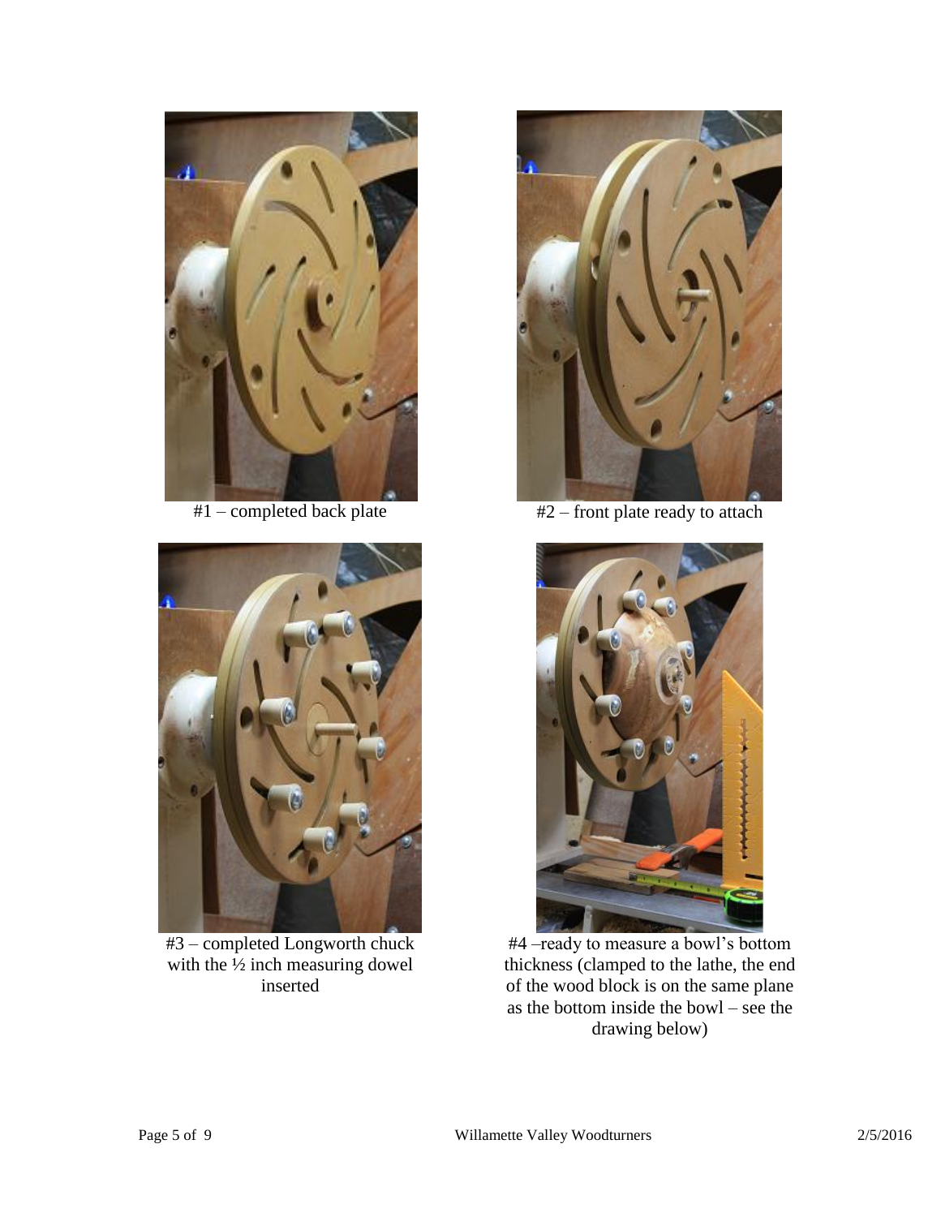#1 – completed back plate

#2 – front plate ready to attach

#3 – completed Longworth chuck with the ½ inch measuring dowel inserted

#4 –ready to measure a bowl's bottom thickness (clamped to the lathe, the end of the wood block is on the same plane as the bottom inside the bowl – see the drawing below)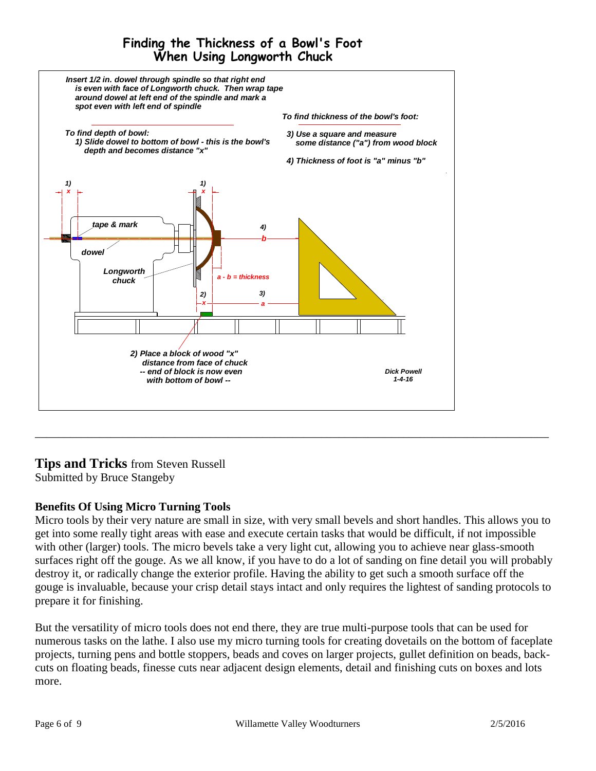## Finding the Thickness of a Bowl's Foot When Using Longworth Chuck

*Insert 1/2 in. dowel through spindle so that right end is even with face of Longworth chuck. Then wrap tape around dowel at left end of the spindle and mark a spot even with left end of spindle*

*To find depth of bowl:*
*1) Slide dowel to bottom of bowl - this is the bowl's depth and becomes distance "x"*

*To find thickness of the bowl's foot:*
*3) Use a square and measure some distance ("a") from wood block*
*4) Thickness of foot is "a" minus "b"*

*1) x* *1) x* *tape & mark* *dowel* *Longworth chuck* *4) b* *a - b = thickness* *2) x* *3) a*

*2) Place a block of wood "x" distance from face of chuck -- end of block is now even with bottom of bowl --*

*Dick Powell*
*1-4-16*

---

**Tips and Tricks** from Steven Russell
Submitted by Bruce Stangeby

**Benefits Of Using Micro Turning Tools**

Micro tools by their very nature are small in size, with very small bevels and short handles. This allows you to get into some really tight areas with ease and execute certain tasks that would be difficult, if not impossible with other (larger) tools. The micro bevels take a very light cut, allowing you to achieve near glass-smooth surfaces right off the gouge. As we all know, if you have to do a lot of sanding on fine detail you will probably destroy it, or radically change the exterior profile. Having the ability to get such a smooth surface off the gouge is invaluable, because your crisp detail stays intact and only requires the lightest of sanding protocols to prepare it for finishing.

But the versatility of micro tools does not end there, they are true multi-purpose tools that can be used for numerous tasks on the lathe. I also use my micro turning tools for creating dovetails on the bottom of faceplate projects, turning pens and bottle stoppers, beads and coves on larger projects, gullet definition on beads, back-cuts on floating beads, finesse cuts near adjacent design elements, detail and finishing cuts on boxes and lots more.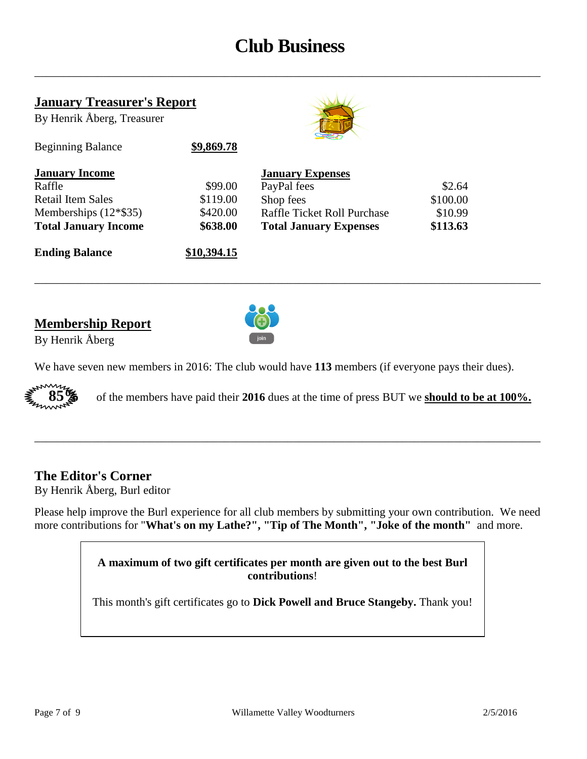# Club Business

## January Treasurer's Report

By Henrik Åberg, Treasurer

| Beginning Balance | **$9,869.78** |
|---|---|

| **January Income** | | **January Expenses** | |
|---|---|---|---|
| Raffle | $99.00 | PayPal fees | $2.64 |
| Retail Item Sales | $119.00 | Shop fees | $100.00 |
| Memberships (12*$35) | $420.00 | Raffle Ticket Roll Purchase | $10.99 |
| **Total January Income** | **$638.00** | **Total January Expenses** | **$113.63** |

| **Ending Balance** | **$10,394.15** |
|---|---|

## Membership Report

By Henrik Åberg

We have seven new members in 2016: The club would have **113** members (if everyone pays their dues).

**85%** of the members have paid their **2016** dues at the time of press BUT we **should to be at 100%.**

## The Editor's Corner

By Henrik Åberg, Burl editor

Please help improve the Burl experience for all club members by submitting your own contribution. We need more contributions for "**What's on my Lathe?", "Tip of The Month", "Joke of the month"** and more.

**A maximum of two gift certificates per month are given out to the best Burl contributions**!

This month's gift certificates go to **Dick Powell and Bruce Stangeby.** Thank you!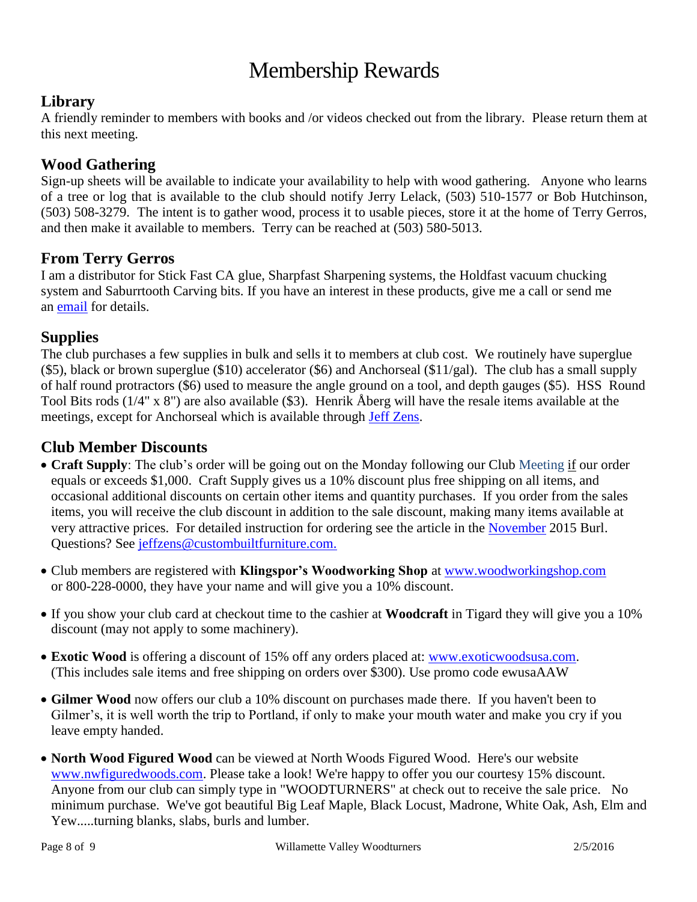# Membership Rewards

## Library

A friendly reminder to members with books and /or videos checked out from the library. Please return them at this next meeting.

## Wood Gathering

Sign-up sheets will be available to indicate your availability to help with wood gathering. Anyone who learns of a tree or log that is available to the club should notify Jerry Lelack, (503) 510-1577 or Bob Hutchinson, (503) 508-3279. The intent is to gather wood, process it to usable pieces, store it at the home of Terry Gerros, and then make it available to members. Terry can be reached at (503) 580-5013.

## From Terry Gerros

I am a distributor for Stick Fast CA glue, Sharpfast Sharpening systems, the Holdfast vacuum chucking system and Saburrtooth Carving bits. If you have an interest in these products, give me a call or send me an email for details.

## Supplies

The club purchases a few supplies in bulk and sells it to members at club cost. We routinely have superglue ($5), black or brown superglue ($10) accelerator ($6) and Anchorseal ($11/gal). The club has a small supply of half round protractors ($6) used to measure the angle ground on a tool, and depth gauges ($5). HSS Round Tool Bits rods (1/4" x 8") are also available ($3). Henrik Åberg will have the resale items available at the meetings, except for Anchorseal which is available through Jeff Zens.

## Club Member Discounts

- **Craft Supply**: The club's order will be going out on the Monday following our Club Meeting if our order equals or exceeds $1,000. Craft Supply gives us a 10% discount plus free shipping on all items, and occasional additional discounts on certain other items and quantity purchases. If you order from the sales items, you will receive the club discount in addition to the sale discount, making many items available at very attractive prices. For detailed instruction for ordering see the article in the November 2015 Burl. Questions? See jeffzens@custombuiltfurniture.com.
- Club members are registered with **Klingspor's Woodworking Shop** at www.woodworkingshop.com or 800-228-0000, they have your name and will give you a 10% discount.
- If you show your club card at checkout time to the cashier at **Woodcraft** in Tigard they will give you a 10% discount (may not apply to some machinery).
- **Exotic Wood** is offering a discount of 15% off any orders placed at: www.exoticwoodsusa.com. (This includes sale items and free shipping on orders over $300). Use promo code ewusaAAW
- **Gilmer Wood** now offers our club a 10% discount on purchases made there. If you haven't been to Gilmer's, it is well worth the trip to Portland, if only to make your mouth water and make you cry if you leave empty handed.
- **North Wood Figured Wood** can be viewed at North Woods Figured Wood. Here's our website www.nwfiguredwoods.com. Please take a look! We're happy to offer you our courtesy 15% discount. Anyone from our club can simply type in "WOODTURNERS" at check out to receive the sale price. No minimum purchase. We've got beautiful Big Leaf Maple, Black Locust, Madrone, White Oak, Ash, Elm and Yew.....turning blanks, slabs, burls and lumber.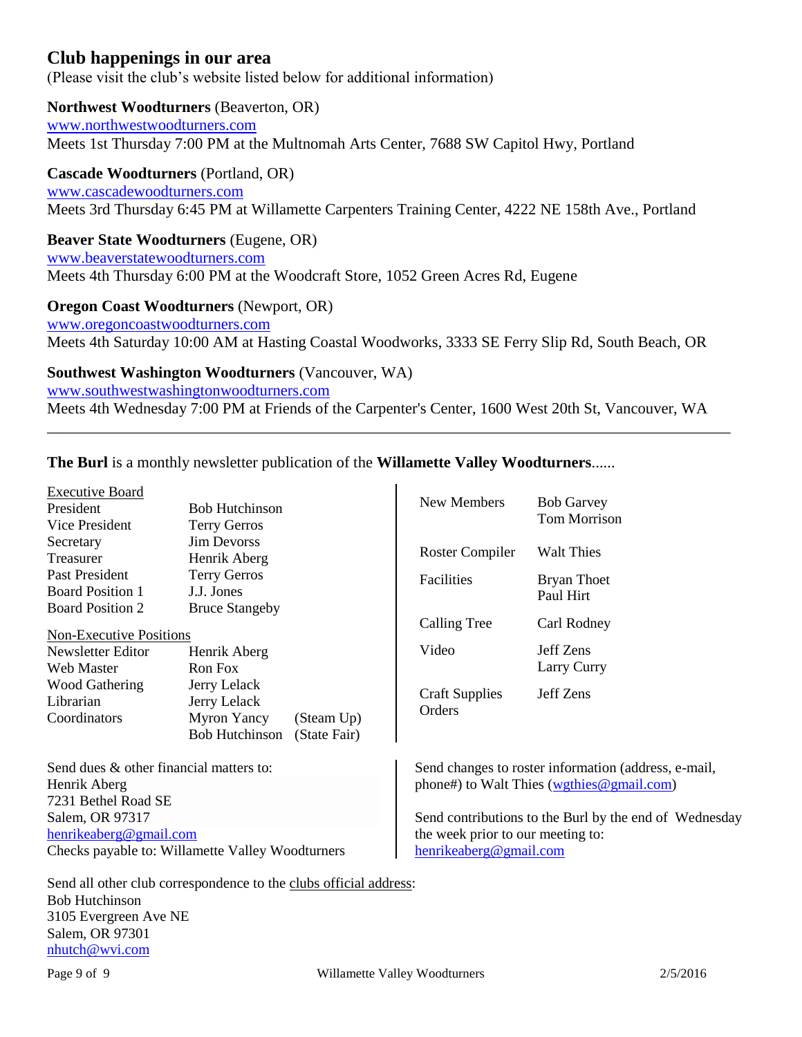## Club happenings in our area

(Please visit the club's website listed below for additional information)

**Northwest Woodturners** (Beaverton, OR)
www.northwestwoodturners.com
Meets 1st Thursday 7:00 PM at the Multnomah Arts Center, 7688 SW Capitol Hwy, Portland

**Cascade Woodturners** (Portland, OR)
www.cascadewoodturners.com
Meets 3rd Thursday 6:45 PM at Willamette Carpenters Training Center, 4222 NE 158th Ave., Portland

**Beaver State Woodturners** (Eugene, OR)
www.beaverstatewoodturners.com
Meets 4th Thursday 6:00 PM at the Woodcraft Store, 1052 Green Acres Rd, Eugene

**Oregon Coast Woodturners** (Newport, OR)
www.oregoncoastwoodturners.com
Meets 4th Saturday 10:00 AM at Hasting Coastal Woodworks, 3333 SE Ferry Slip Rd, South Beach, OR

**Southwest Washington Woodturners** (Vancouver, WA)
www.southwestwashingtonwoodturners.com
Meets 4th Wednesday 7:00 PM at Friends of the Carpenter's Center, 1600 West 20th St, Vancouver, WA

---

**The Burl** is a monthly newsletter publication of the **Willamette Valley Woodturners**......

Executive Board

| | | |
|---|---|---|
| President | Bob Hutchinson | |
| Vice President | Terry Gerros | |
| Secretary | Jim Devorss | |
| Treasurer | Henrik Aberg | |
| Past President | Terry Gerros | |
| Board Position 1 | J.J. Jones | |
| Board Position 2 | Bruce Stangeby | |

Non-Executive Positions

| | | |
|---|---|---|
| Newsletter Editor | Henrik Aberg | |
| Web Master | Ron Fox | |
| Wood Gathering | Jerry Lelack | |
| Librarian | Jerry Lelack | |
| Coordinators | Myron Yancy | (Steam Up) |
| | Bob Hutchinson | (State Fair) |

| | |
|---|---|
| New Members | Bob Garvey<br>Tom Morrison |
| Roster Compiler | Walt Thies |
| Facilities | Bryan Thoet<br>Paul Hirt |
| Calling Tree | Carl Rodney |
| Video | Jeff Zens<br>Larry Curry |
| Craft Supplies Orders | Jeff Zens |

Send dues & other financial matters to:
Henrik Aberg
7231 Bethel Road SE
Salem, OR 97317
henrikeaberg@gmail.com
Checks payable to: Willamette Valley Woodturners

Send changes to roster information (address, e-mail, phone#) to Walt Thies (wgthies@gmail.com)

Send contributions to the Burl by the end of Wednesday the week prior to our meeting to:
henrikeaberg@gmail.com

Send all other club correspondence to the clubs official address:
Bob Hutchinson
3105 Evergreen Ave NE
Salem, OR 97301
nhutch@wvi.com